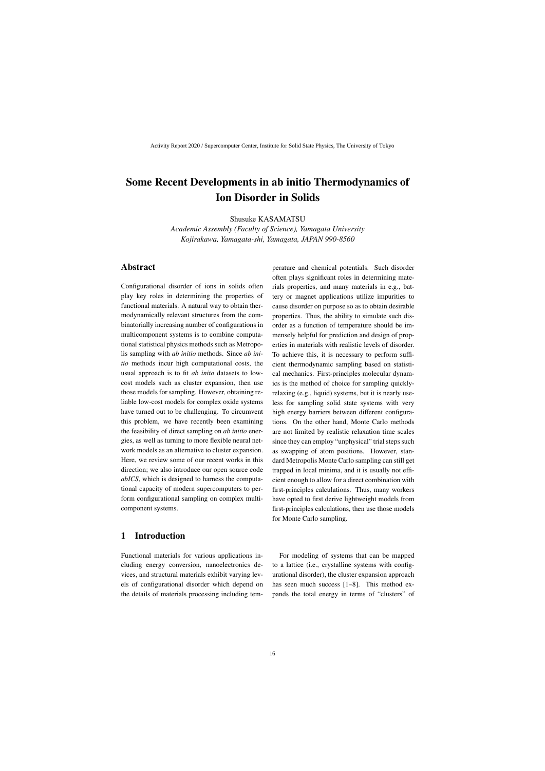# Some Recent Developments in ab initio Thermodynamics of Ion Disorder in Solids

Shusuke KASAMATSU

*Academic Assembly (Faculty of Science), Yamagata University*
*Kojirakawa, Yamagata-shi, Yamagata, JAPAN 990-8560*

## Abstract

Configurational disorder of ions in solids often play key roles in determining the properties of functional materials. A natural way to obtain thermodynamically relevant structures from the combinatorially increasing number of configurations in multicomponent systems is to combine computational statistical physics methods such as Metropolis sampling with *ab initio* methods. Since *ab initio* methods incur high computational costs, the usual approach is to fit *ab inito* datasets to low-cost models such as cluster expansion, then use those models for sampling. However, obtaining reliable low-cost models for complex oxide systems have turned out to be challenging. To circumvent this problem, we have recently been examining the feasibility of direct sampling on *ab initio* energies, as well as turning to more flexible neural network models as an alternative to cluster expansion. Here, we review some of our recent works in this direction; we also introduce our open source code *abICS*, which is designed to harness the computational capacity of modern supercomputers to perform configurational sampling on complex multicomponent systems.

## 1 Introduction

Functional materials for various applications including energy conversion, nanoelectronics devices, and structural materials exhibit varying levels of configurational disorder which depend on the details of materials processing including temperature and chemical potentials. Such disorder often plays significant roles in determining materials properties, and many materials in e.g., battery or magnet applications utilize impurities to cause disorder on purpose so as to obtain desirable properties. Thus, the ability to simulate such disorder as a function of temperature should be immensely helpful for prediction and design of properties in materials with realistic levels of disorder. To achieve this, it is necessary to perform sufficient thermodynamic sampling based on statistical mechanics. First-principles molecular dynamics is the method of choice for sampling quickly-relaxing (e.g., liquid) systems, but it is nearly useless for sampling solid state systems with very high energy barriers between different configurations. On the other hand, Monte Carlo methods are not limited by realistic relaxation time scales since they can employ "unphysical" trial steps such as swapping of atom positions. However, standard Metropolis Monte Carlo sampling can still get trapped in local minima, and it is usually not efficient enough to allow for a direct combination with first-principles calculations. Thus, many workers have opted to first derive lightweight models from first-principles calculations, then use those models for Monte Carlo sampling.

For modeling of systems that can be mapped to a lattice (i.e., crystalline systems with configurational disorder), the cluster expansion approach has seen much success [1–8]. This method expands the total energy in terms of "clusters" of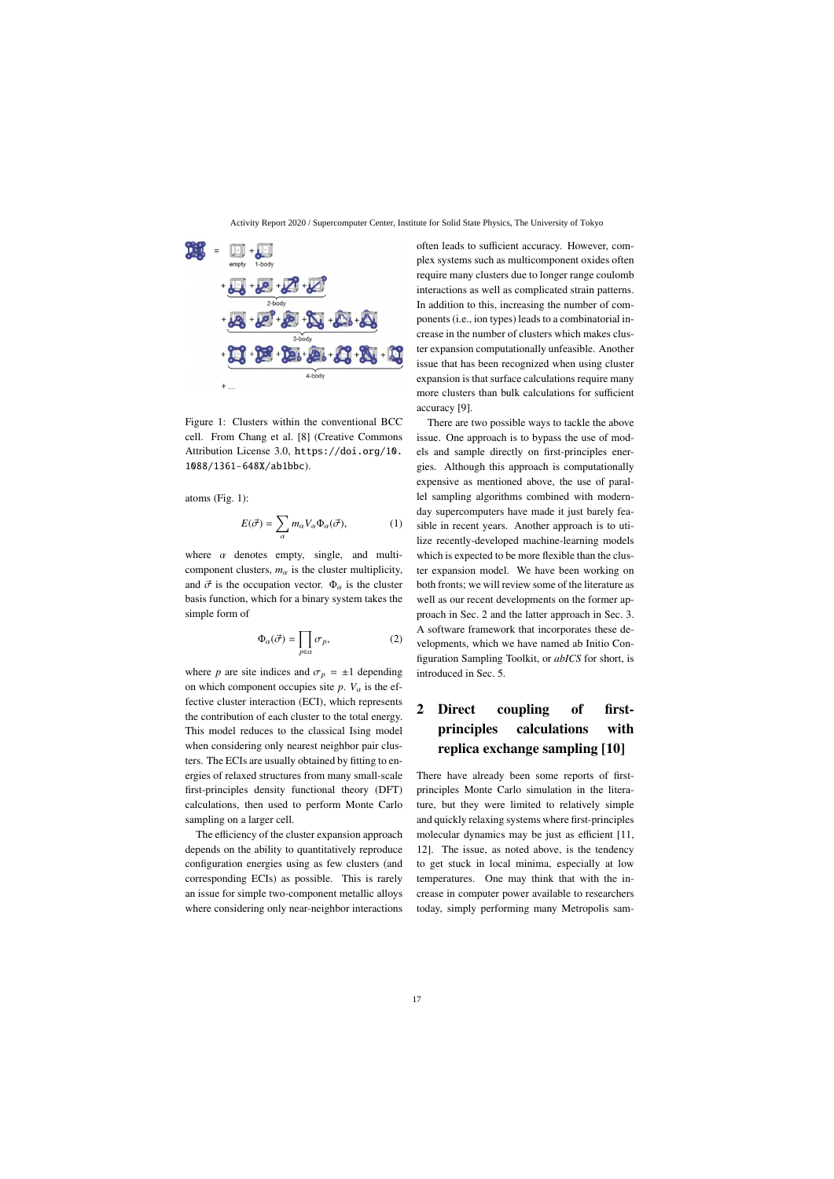Figure 1: Clusters within the conventional BCC cell. From Chang et al. [8] (Creative Commons Attribution License 3.0, https://doi.org/10.1088/1361-648X/ab1bbc).

atoms (Fig. 1):

$$E(\vec{\sigma}) = \sum_{\alpha} m_\alpha V_\alpha \Phi_\alpha(\vec{\sigma}), \tag{1}$$

where $\alpha$ denotes empty, single, and multi-component clusters, $m_\alpha$ is the cluster multiplicity, and $\vec{\sigma}$ is the occupation vector. $\Phi_\alpha$ is the cluster basis function, which for a binary system takes the simple form of

$$\Phi_\alpha(\vec{\sigma}) = \prod_{p\in\alpha} \sigma_p, \tag{2}$$

where $p$ are site indices and $\sigma_p = \pm 1$ depending on which component occupies site $p$. $V_\alpha$ is the effective cluster interaction (ECI), which represents the contribution of each cluster to the total energy. This model reduces to the classical Ising model when considering only nearest neighbor pair clusters. The ECIs are usually obtained by fitting to energies of relaxed structures from many small-scale first-principles density functional theory (DFT) calculations, then used to perform Monte Carlo sampling on a larger cell.

The efficiency of the cluster expansion approach depends on the ability to quantitatively reproduce configuration energies using as few clusters (and corresponding ECIs) as possible. This is rarely an issue for simple two-component metallic alloys where considering only near-neighbor interactions often leads to sufficient accuracy. However, complex systems such as multicomponent oxides often require many clusters due to longer range coulomb interactions as well as complicated strain patterns. In addition to this, increasing the number of components (i.e., ion types) leads to a combinatorial increase in the number of clusters which makes cluster expansion computationally unfeasible. Another issue that has been recognized when using cluster expansion is that surface calculations require many more clusters than bulk calculations for sufficient accuracy [9].

There are two possible ways to tackle the above issue. One approach is to bypass the use of models and sample directly on first-principles energies. Although this approach is computationally expensive as mentioned above, the use of parallel sampling algorithms combined with modern-day supercomputers have made it just barely feasible in recent years. Another approach is to utilize recently-developed machine-learning models which is expected to be more flexible than the cluster expansion model. We have been working on both fronts; we will review some of the literature as well as our recent developments on the former approach in Sec. 2 and the latter approach in Sec. 3. A software framework that incorporates these developments, which we have named ab Initio Configuration Sampling Toolkit, or *abICS* for short, is introduced in Sec. 5.

## 2 Direct coupling of first-principles calculations with replica exchange sampling [10]

There have already been some reports of first-principles Monte Carlo simulation in the literature, but they were limited to relatively simple and quickly relaxing systems where first-principles molecular dynamics may be just as efficient [11, 12]. The issue, as noted above, is the tendency to get stuck in local minima, especially at low temperatures. One may think that with the increase in computer power available to researchers today, simply performing many Metropolis sam-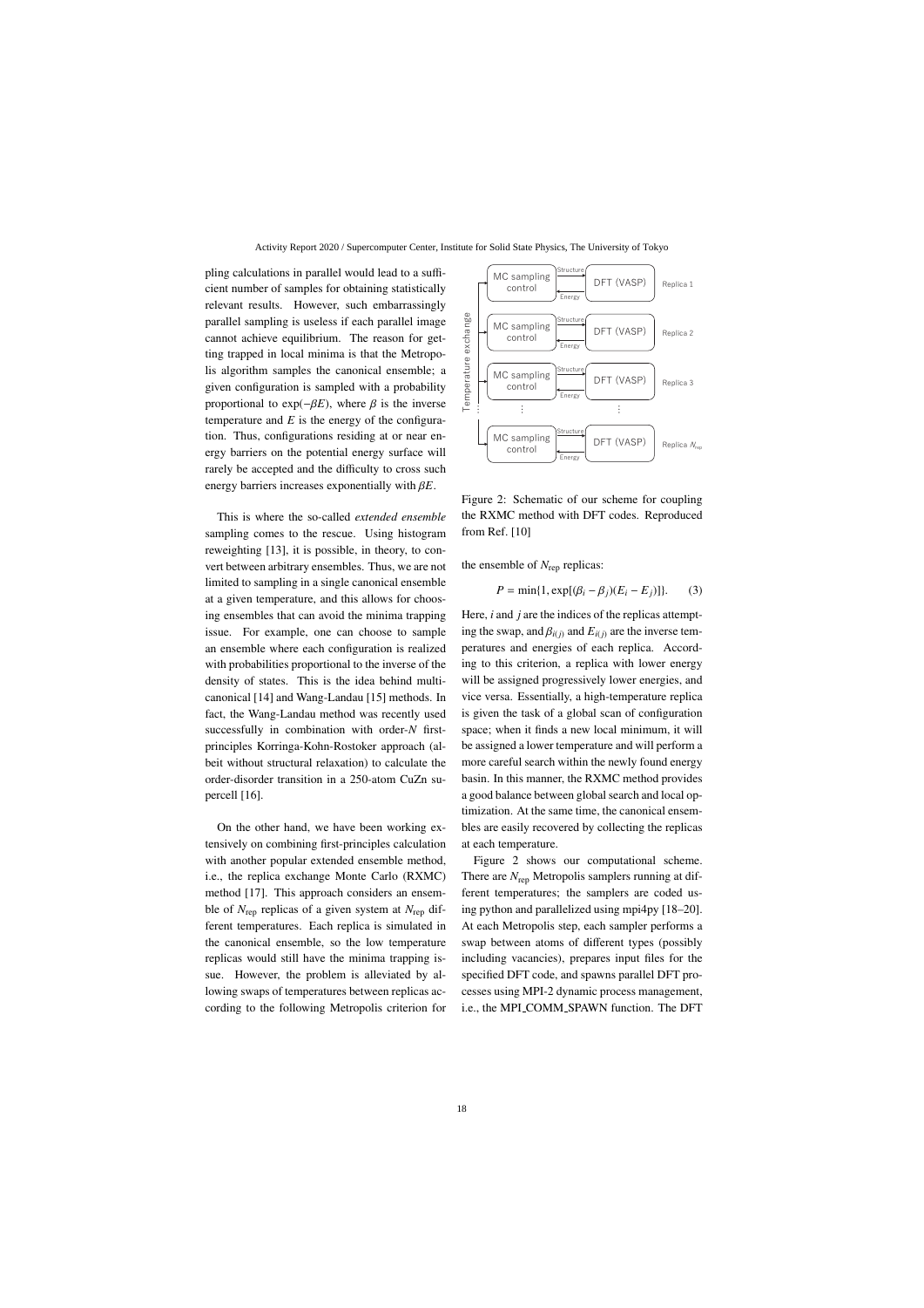pling calculations in parallel would lead to a sufficient number of samples for obtaining statistically relevant results. However, such embarrassingly parallel sampling is useless if each parallel image cannot achieve equilibrium. The reason for getting trapped in local minima is that the Metropolis algorithm samples the canonical ensemble; a given configuration is sampled with a probability proportional to $\exp(-\beta E)$, where $\beta$ is the inverse temperature and $E$ is the energy of the configuration. Thus, configurations residing at or near energy barriers on the potential energy surface will rarely be accepted and the difficulty to cross such energy barriers increases exponentially with $\beta E$.

This is where the so-called *extended ensemble* sampling comes to the rescue. Using histogram reweighting [13], it is possible, in theory, to convert between arbitrary ensembles. Thus, we are not limited to sampling in a single canonical ensemble at a given temperature, and this allows for choosing ensembles that can avoid the minima trapping issue. For example, one can choose to sample an ensemble where each configuration is realized with probabilities proportional to the inverse of the density of states. This is the idea behind multicanonical [14] and Wang-Landau [15] methods. In fact, the Wang-Landau method was recently used successfully in combination with order-$N$ first-principles Korringa-Kohn-Rostoker approach (albeit without structural relaxation) to calculate the order-disorder transition in a 250-atom CuZn supercell [16].

On the other hand, we have been working extensively on combining first-principles calculation with another popular extended ensemble method, i.e., the replica exchange Monte Carlo (RXMC) method [17]. This approach considers an ensemble of $N_{\text{rep}}$ replicas of a given system at $N_{\text{rep}}$ different temperatures. Each replica is simulated in the canonical ensemble, so the low temperature replicas would still have the minima trapping issue. However, the problem is alleviated by allowing swaps of temperatures between replicas according to the following Metropolis criterion for the ensemble of $N_{\text{rep}}$ replicas:

$$P = \min\{1, \exp[(\beta_i - \beta_j)(E_i - E_j)]\}. \tag{3}$$

Here, $i$ and $j$ are the indices of the replicas attempting the swap, and $\beta_{i(j)}$ and $E_{i(j)}$ are the inverse temperatures and energies of each replica. According to this criterion, a replica with lower energy will be assigned progressively lower energies, and vice versa. Essentially, a high-temperature replica is given the task of a global scan of configuration space; when it finds a new local minimum, it will be assigned a lower temperature and will perform a more careful search within the newly found energy basin. In this manner, the RXMC method provides a good balance between global search and local optimization. At the same time, the canonical ensembles are easily recovered by collecting the replicas at each temperature.

Figure 2: Schematic of our scheme for coupling the RXMC method with DFT codes. Reproduced from Ref. [10]

Figure 2 shows our computational scheme. There are $N_{\text{rep}}$ Metropolis samplers running at different temperatures; the samplers are coded using python and parallelized using mpi4py [18–20]. At each Metropolis step, each sampler performs a swap between atoms of different types (possibly including vacancies), prepares input files for the specified DFT code, and spawns parallel DFT processes using MPI-2 dynamic process management, i.e., the MPI_COMM_SPAWN function. The DFT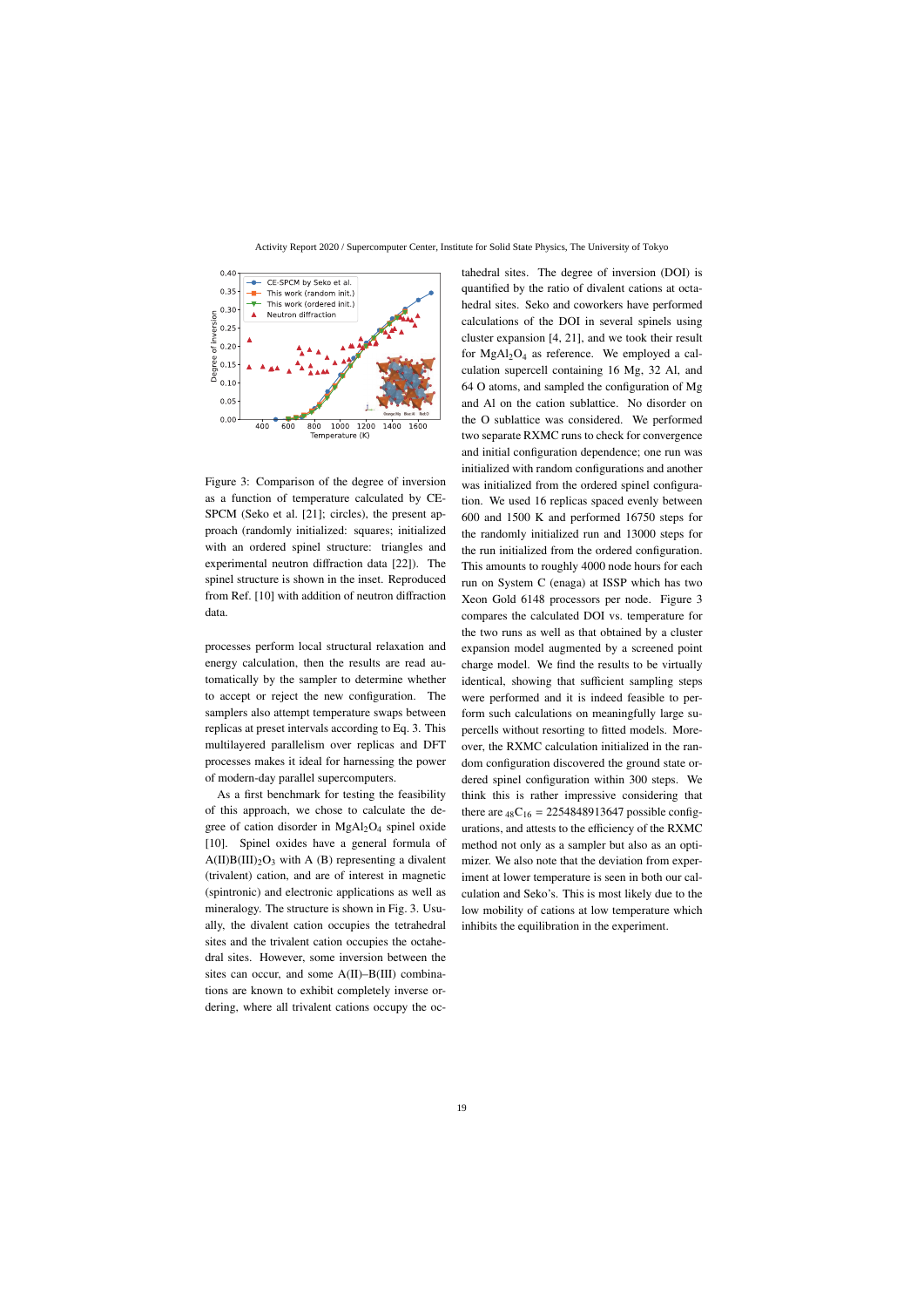Figure 3: Comparison of the degree of inversion as a function of temperature calculated by CE-SPCM (Seko et al. [21]; circles), the present approach (randomly initialized: squares; initialized with an ordered spinel structure: triangles and experimental neutron diffraction data [22]). The spinel structure is shown in the inset. Reproduced from Ref. [10] with addition of neutron diffraction data.

processes perform local structural relaxation and energy calculation, then the results are read automatically by the sampler to determine whether to accept or reject the new configuration. The samplers also attempt temperature swaps between replicas at preset intervals according to Eq. 3. This multilayered parallelism over replicas and DFT processes makes it ideal for harnessing the power of modern-day parallel supercomputers.

As a first benchmark for testing the feasibility of this approach, we chose to calculate the degree of cation disorder in $MgAl_2O_4$ spinel oxide [10]. Spinel oxides have a general formula of $A(II)B(III)_2O_3$ with A (B) representing a divalent (trivalent) cation, and are of interest in magnetic (spintronic) and electronic applications as well as mineralogy. The structure is shown in Fig. 3. Usually, the divalent cation occupies the tetrahedral sites and the trivalent cation occupies the octahedral sites. However, some inversion between the sites can occur, and some A(II)–B(III) combinations are known to exhibit completely inverse ordering, where all trivalent cations occupy the octahedral sites. The degree of inversion (DOI) is quantified by the ratio of divalent cations at octahedral sites. Seko and coworkers have performed calculations of the DOI in several spinels using cluster expansion [4, 21], and we took their result for $MgAl_2O_4$ as reference. We employed a calculation supercell containing 16 Mg, 32 Al, and 64 O atoms, and sampled the configuration of Mg and Al on the cation sublattice. No disorder on the O sublattice was considered. We performed two separate RXMC runs to check for convergence and initial configuration dependence; one run was initialized with random configurations and another was initialized from the ordered spinel configuration. We used 16 replicas spaced evenly between 600 and 1500 K and performed 16750 steps for the randomly initialized run and 13000 steps for the run initialized from the ordered configuration. This amounts to roughly 4000 node hours for each run on System C (enaga) at ISSP which has two Xeon Gold 6148 processors per node. Figure 3 compares the calculated DOI vs. temperature for the two runs as well as that obtained by a cluster expansion model augmented by a screened point charge model. We find the results to be virtually identical, showing that sufficient sampling steps were performed and it is indeed feasible to perform such calculations on meaningfully large supercells without resorting to fitted models. Moreover, the RXMC calculation initialized in the random configuration discovered the ground state ordered spinel configuration within 300 steps. We think this is rather impressive considering that there are ${}_{48}C_{16}$ = 2254848913647 possible configurations, and attests to the efficiency of the RXMC method not only as a sampler but also as an optimizer. We also note that the deviation from experiment at lower temperature is seen in both our calculation and Seko's. This is most likely due to the low mobility of cations at low temperature which inhibits the equilibration in the experiment.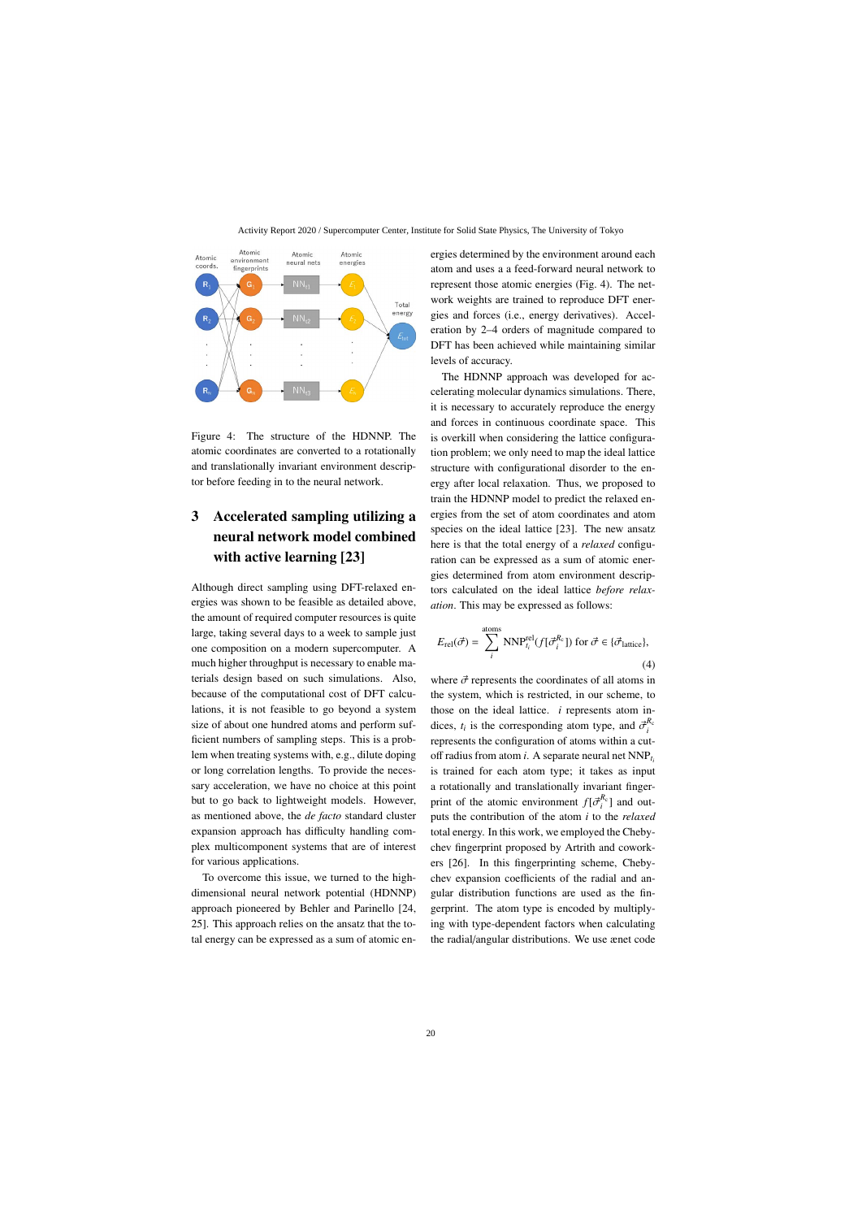Figure 4: The structure of the HDNNP. The atomic coordinates are converted to a rotationally and translationally invariant environment descriptor before feeding in to the neural network.

## 3 Accelerated sampling utilizing a neural network model combined with active learning [23]

Although direct sampling using DFT-relaxed energies was shown to be feasible as detailed above, the amount of required computer resources is quite large, taking several days to a week to sample just one composition on a modern supercomputer. A much higher throughput is necessary to enable materials design based on such simulations. Also, because of the computational cost of DFT calculations, it is not feasible to go beyond a system size of about one hundred atoms and perform sufficient numbers of sampling steps. This is a problem when treating systems with, e.g., dilute doping or long correlation lengths. To provide the necessary acceleration, we have no choice at this point but to go back to lightweight models. However, as mentioned above, the *de facto* standard cluster expansion approach has difficulty handling complex multicomponent systems that are of interest for various applications.

To overcome this issue, we turned to the high-dimensional neural network potential (HDNNP) approach pioneered by Behler and Parinello [24, 25]. This approach relies on the ansatz that the total energy can be expressed as a sum of atomic energies determined by the environment around each atom and uses a a feed-forward neural network to represent those atomic energies (Fig. 4). The network weights are trained to reproduce DFT energies and forces (i.e., energy derivatives). Acceleration by 2–4 orders of magnitude compared to DFT has been achieved while maintaining similar levels of accuracy.

The HDNNP approach was developed for accelerating molecular dynamics simulations. There, it is necessary to accurately reproduce the energy and forces in continuous coordinate space. This is overkill when considering the lattice configuration problem; we only need to map the ideal lattice structure with configurational disorder to the energy after local relaxation. Thus, we proposed to train the HDNNP model to predict the relaxed energies from the set of atom coordinates and atom species on the ideal lattice [23]. The new ansatz here is that the total energy of a *relaxed* configuration can be expressed as a sum of atomic energies determined from atom environment descriptors calculated on the ideal lattice *before relaxation*. This may be expressed as follows:

$$E_{\mathrm{rel}}(\vec{\sigma}) = \sum_{i}^{\mathrm{atoms}} \mathrm{NNP}_{t_i}^{\mathrm{rel}}(f[\vec{\sigma}_i^{R_c}]) \text{ for } \vec{\sigma} \in \{\vec{\sigma}_{\mathrm{lattice}}\}, \tag{4}$$

where $\vec{\sigma}$ represents the coordinates of all atoms in the system, which is restricted, in our scheme, to those on the ideal lattice. $i$ represents atom indices, $t_i$ is the corresponding atom type, and $\vec{\sigma}_i^{R_c}$ represents the configuration of atoms within a cutoff radius from atom $i$. A separate neural net $\mathrm{NNP}_{t_i}$ is trained for each atom type; it takes as input a rotationally and translationally invariant fingerprint of the atomic environment $f[\vec{\sigma}_i^{R_c}]$ and outputs the contribution of the atom $i$ to the *relaxed* total energy. In this work, we employed the Chebychev fingerprint proposed by Artrith and coworkers [26]. In this fingerprinting scheme, Chebychev expansion coefficients of the radial and angular distribution functions are used as the fingerprint. The atom type is encoded by multiplying with type-dependent factors when calculating the radial/angular distributions. We use ænet code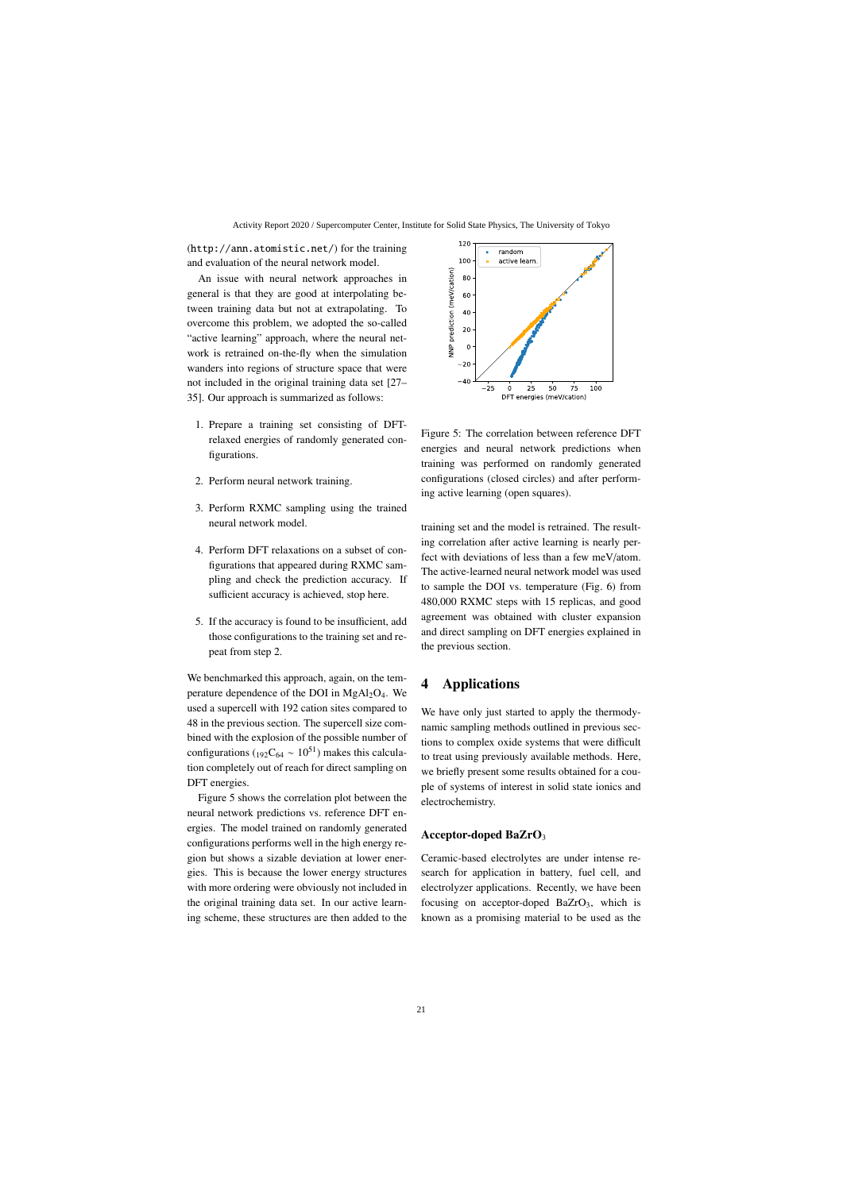(http://ann.atomistic.net/) for the training and evaluation of the neural network model.

An issue with neural network approaches in general is that they are good at interpolating between training data but not at extrapolating. To overcome this problem, we adopted the so-called "active learning" approach, where the neural network is retrained on-the-fly when the simulation wanders into regions of structure space that were not included in the original training data set [27–35]. Our approach is summarized as follows:

1. Prepare a training set consisting of DFT-relaxed energies of randomly generated configurations.
2. Perform neural network training.
3. Perform RXMC sampling using the trained neural network model.
4. Perform DFT relaxations on a subset of configurations that appeared during RXMC sampling and check the prediction accuracy. If sufficient accuracy is achieved, stop here.
5. If the accuracy is found to be insufficient, add those configurations to the training set and repeat from step 2.

We benchmarked this approach, again, on the temperature dependence of the DOI in $MgAl_2O_4$. We used a supercell with 192 cation sites compared to 48 in the previous section. The supercell size combined with the explosion of the possible number of configurations (${}_{192}C_{64} \sim 10^{51}$) makes this calculation completely out of reach for direct sampling on DFT energies.

Figure 5 shows the correlation plot between the neural network predictions vs. reference DFT energies. The model trained on randomly generated configurations performs well in the high energy region but shows a sizable deviation at lower energies. This is because the lower energy structures with more ordering were obviously not included in the original training data set. In our active learning scheme, these structures are then added to the training set and the model is retrained. The resulting correlation after active learning is nearly perfect with deviations of less than a few meV/atom. The active-learned neural network model was used to sample the DOI vs. temperature (Fig. 6) from 480,000 RXMC steps with 15 replicas, and good agreement was obtained with cluster expansion and direct sampling on DFT energies explained in the previous section.

Figure 5: The correlation between reference DFT energies and neural network predictions when training was performed on randomly generated configurations (closed circles) and after performing active learning (open squares).

## 4 Applications

We have only just started to apply the thermodynamic sampling methods outlined in previous sections to complex oxide systems that were difficult to treat using previously available methods. Here, we briefly present some results obtained for a couple of systems of interest in solid state ionics and electrochemistry.

### Acceptor-doped $BaZrO_3$

Ceramic-based electrolytes are under intense research for application in battery, fuel cell, and electrolyzer applications. Recently, we have been focusing on acceptor-doped $BaZrO_3$, which is known as a promising material to be used as the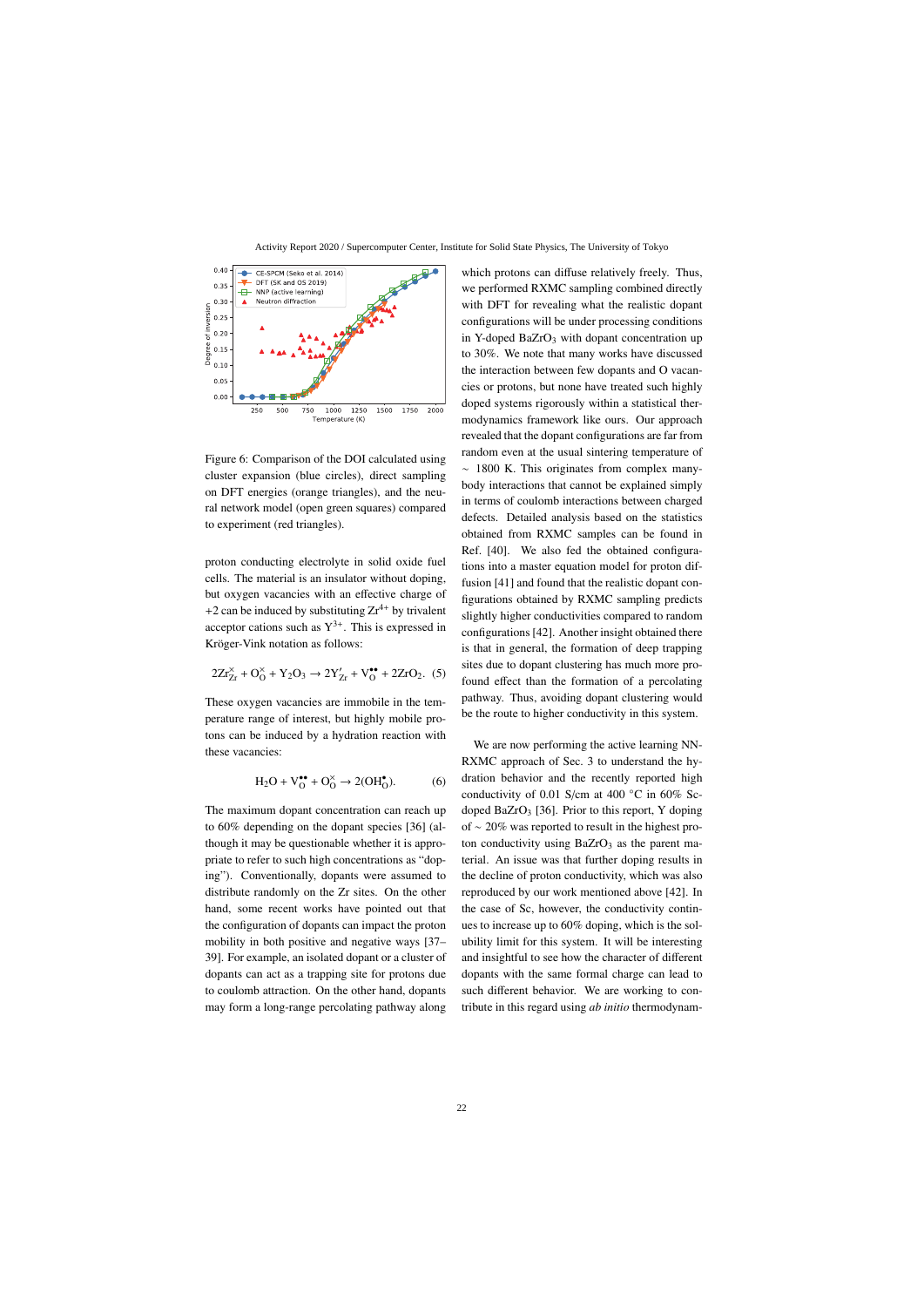Figure 6: Comparison of the DOI calculated using cluster expansion (blue circles), direct sampling on DFT energies (orange triangles), and the neural network model (open green squares) compared to experiment (red triangles).

proton conducting electrolyte in solid oxide fuel cells. The material is an insulator without doping, but oxygen vacancies with an effective charge of +2 can be induced by substituting $Zr^{4+}$ by trivalent acceptor cations such as $Y^{3+}$. This is expressed in Kröger-Vink notation as follows:

$$2Zr_{Zr}^{\times} + O_{O}^{\times} + Y_2O_3 \rightarrow 2Y_{Zr}' + V_{O}^{\bullet\bullet} + 2ZrO_2. \quad (5)$$

These oxygen vacancies are immobile in the temperature range of interest, but highly mobile protons can be induced by a hydration reaction with these vacancies:

$$H_2O + V_{O}^{\bullet\bullet} + O_{O}^{\times} \rightarrow 2(OH_{O}^{\bullet}). \quad (6)$$

The maximum dopant concentration can reach up to 60% depending on the dopant species [36] (although it may be questionable whether it is appropriate to refer to such high concentrations as "doping"). Conventionally, dopants were assumed to distribute randomly on the Zr sites. On the other hand, some recent works have pointed out that the configuration of dopants can impact the proton mobility in both positive and negative ways [37–39]. For example, an isolated dopant or a cluster of dopants can act as a trapping site for protons due to coulomb attraction. On the other hand, dopants may form a long-range percolating pathway along which protons can diffuse relatively freely. Thus, we performed RXMC sampling combined directly with DFT for revealing what the realistic dopant configurations will be under processing conditions in Y-doped $BaZrO_3$ with dopant concentration up to 30%. We note that many works have discussed the interaction between few dopants and O vacancies or protons, but none have treated such highly doped systems rigorously within a statistical thermodynamics framework like ours. Our approach revealed that the dopant configurations are far from random even at the usual sintering temperature of $\sim$ 1800 K. This originates from complex many-body interactions that cannot be explained simply in terms of coulomb interactions between charged defects. Detailed analysis based on the statistics obtained from RXMC samples can be found in Ref. [40]. We also fed the obtained configurations into a master equation model for proton diffusion [41] and found that the realistic dopant configurations obtained by RXMC sampling predicts slightly higher conductivities compared to random configurations [42]. Another insight obtained there is that in general, the formation of deep trapping sites due to dopant clustering has much more profound effect than the formation of a percolating pathway. Thus, avoiding dopant clustering would be the route to higher conductivity in this system.

We are now performing the active learning NN-RXMC approach of Sec. 3 to understand the hydration behavior and the recently reported high conductivity of 0.01 S/cm at 400 °C in 60% Sc-doped $BaZrO_3$ [36]. Prior to this report, Y doping of $\sim$ 20% was reported to result in the highest proton conductivity using $BaZrO_3$ as the parent material. An issue was that further doping results in the decline of proton conductivity, which was also reproduced by our work mentioned above [42]. In the case of Sc, however, the conductivity continues to increase up to 60% doping, which is the solubility limit for this system. It will be interesting and insightful to see how the character of different dopants with the same formal charge can lead to such different behavior. We are working to contribute in this regard using *ab initio* thermodynam-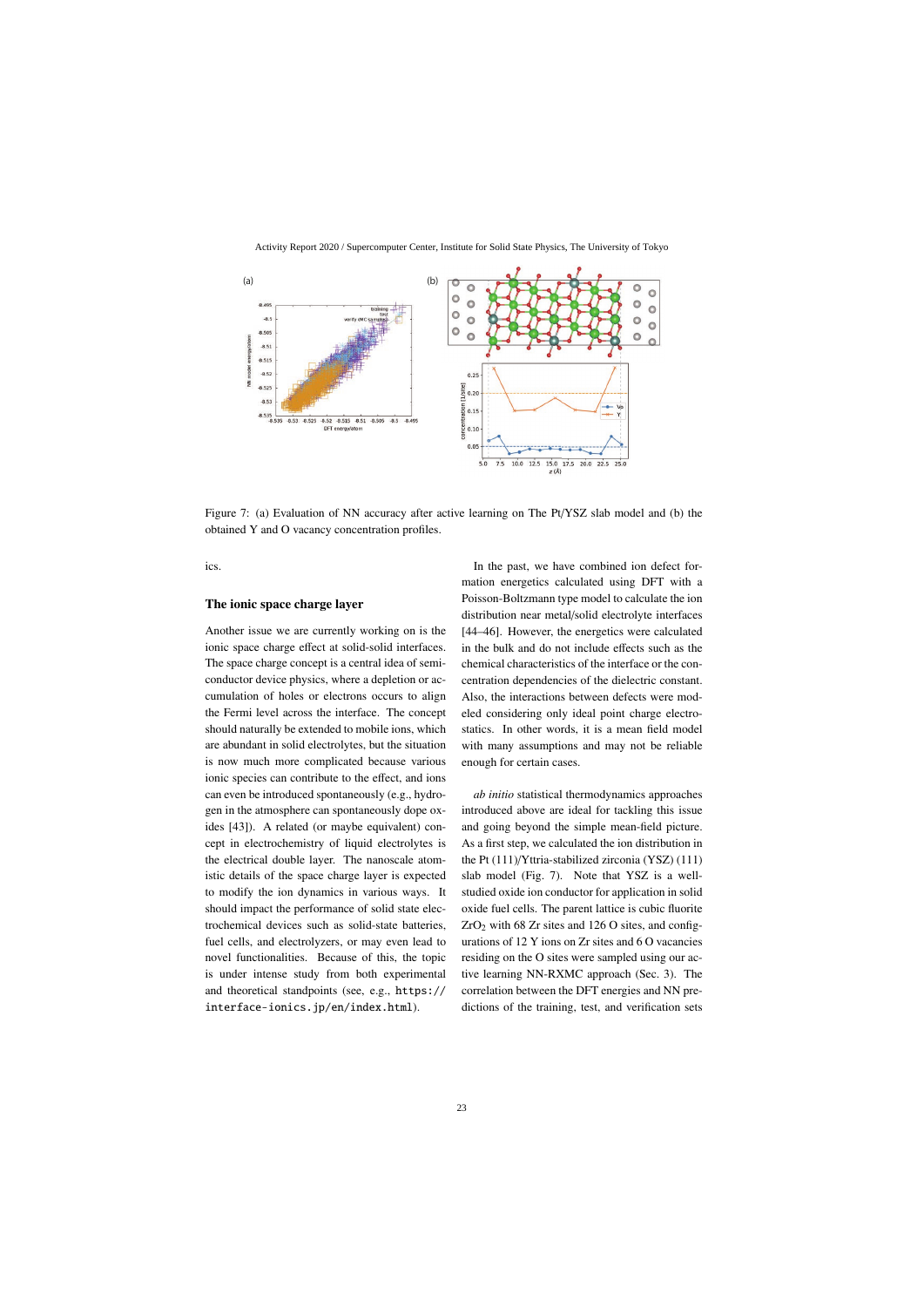Figure 7: (a) Evaluation of NN accuracy after active learning on The Pt/YSZ slab model and (b) the obtained Y and O vacancy concentration profiles.

ics.

### The ionic space charge layer

Another issue we are currently working on is the ionic space charge effect at solid-solid interfaces. The space charge concept is a central idea of semiconductor device physics, where a depletion or accumulation of holes or electrons occurs to align the Fermi level across the interface. The concept should naturally be extended to mobile ions, which are abundant in solid electrolytes, but the situation is now much more complicated because various ionic species can contribute to the effect, and ions can even be introduced spontaneously (e.g., hydrogen in the atmosphere can spontaneously dope oxides [43]). A related (or maybe equivalent) concept in electrochemistry of liquid electrolytes is the electrical double layer. The nanoscale atomistic details of the space charge layer is expected to modify the ion dynamics in various ways. It should impact the performance of solid state electrochemical devices such as solid-state batteries, fuel cells, and electrolyzers, or may even lead to novel functionalities. Because of this, the topic is under intense study from both experimental and theoretical standpoints (see, e.g., `https://interface-ionics.jp/en/index.html`).

In the past, we have combined ion defect formation energetics calculated using DFT with a Poisson-Boltzmann type model to calculate the ion distribution near metal/solid electrolyte interfaces [44–46]. However, the energetics were calculated in the bulk and do not include effects such as the chemical characteristics of the interface or the concentration dependencies of the dielectric constant. Also, the interactions between defects were modeled considering only ideal point charge electrostatics. In other words, it is a mean field model with many assumptions and may not be reliable enough for certain cases.

*ab initio* statistical thermodynamics approaches introduced above are ideal for tackling this issue and going beyond the simple mean-field picture. As a first step, we calculated the ion distribution in the Pt (111)/Yttria-stabilized zirconia (YSZ) (111) slab model (Fig. 7). Note that YSZ is a well-studied oxide ion conductor for application in solid oxide fuel cells. The parent lattice is cubic fluorite $ZrO_2$ with 68 Zr sites and 126 O sites, and configurations of 12 Y ions on Zr sites and 6 O vacancies residing on the O sites were sampled using our active learning NN-RXMC approach (Sec. 3). The correlation between the DFT energies and NN predictions of the training, test, and verification sets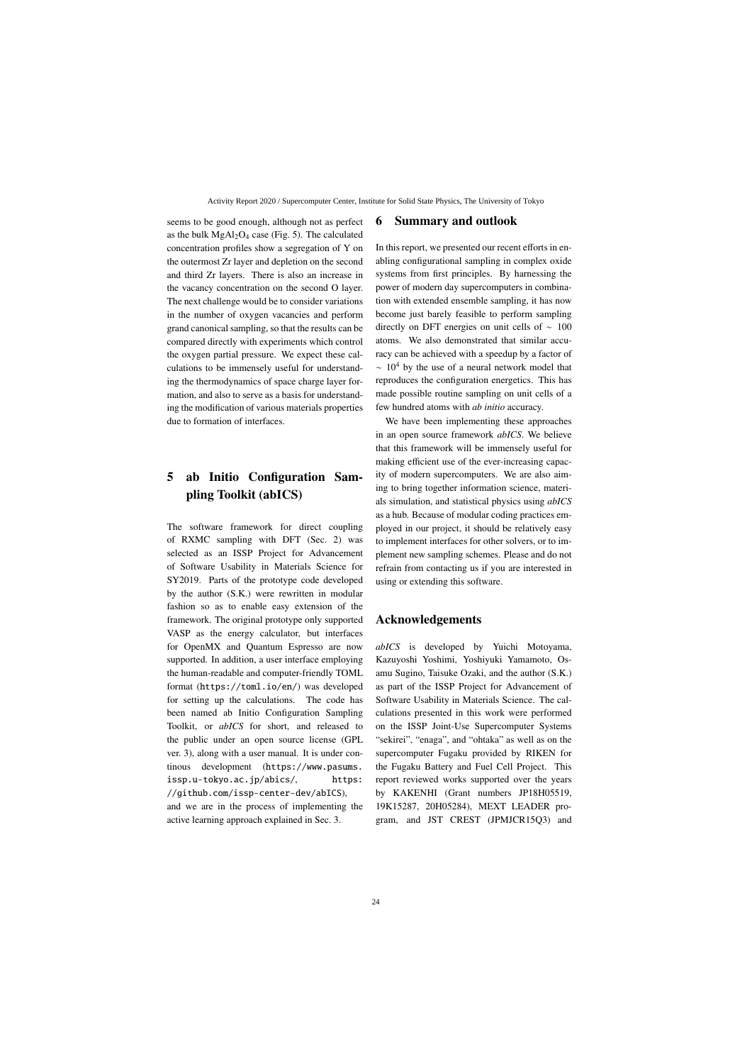seems to be good enough, although not as perfect as the bulk $MgAl_2O_4$ case (Fig. 5). The calculated concentration profiles show a segregation of Y on the outermost Zr layer and depletion on the second and third Zr layers. There is also an increase in the vacancy concentration on the second O layer. The next challenge would be to consider variations in the number of oxygen vacancies and perform grand canonical sampling, so that the results can be compared directly with experiments which control the oxygen partial pressure. We expect these calculations to be immensely useful for understanding the thermodynamics of space charge layer formation, and also to serve as a basis for understanding the modification of various materials properties due to formation of interfaces.

## 5 ab Initio Configuration Sampling Toolkit (abICS)

The software framework for direct coupling of RXMC sampling with DFT (Sec. 2) was selected as an ISSP Project for Advancement of Software Usability in Materials Science for SY2019. Parts of the prototype code developed by the author (S.K.) were rewritten in modular fashion so as to enable easy extension of the framework. The original prototype only supported VASP as the energy calculator, but interfaces for OpenMX and Quantum Espresso are now supported. In addition, a user interface employing the human-readable and computer-friendly TOML format (`https://toml.io/en/`) was developed for setting up the calculations. The code has been named ab Initio Configuration Sampling Toolkit, or *abICS* for short, and released to the public under an open source license (GPL ver. 3), along with a user manual. It is under continous development (`https://www.pasums.issp.u-tokyo.ac.jp/abics/`, `https://github.com/issp-center-dev/abICS`), and we are in the process of implementing the active learning approach explained in Sec. 3.

## 6 Summary and outlook

In this report, we presented our recent efforts in enabling configurational sampling in complex oxide systems from first principles. By harnessing the power of modern day supercomputers in combination with extended ensemble sampling, it has now become just barely feasible to perform sampling directly on DFT energies on unit cells of $\sim 100$ atoms. We also demonstrated that similar accuracy can be achieved with a speedup by a factor of $\sim 10^4$ by the use of a neural network model that reproduces the configuration energetics. This has made possible routine sampling on unit cells of a few hundred atoms with *ab initio* accuracy.

We have been implementing these approaches in an open source framework *abICS*. We believe that this framework will be immensely useful for making efficient use of the ever-increasing capacity of modern supercomputers. We are also aiming to bring together information science, materials simulation, and statistical physics using *abICS* as a hub. Because of modular coding practices employed in our project, it should be relatively easy to implement interfaces for other solvers, or to implement new sampling schemes. Please and do not refrain from contacting us if you are interested in using or extending this software.

## Acknowledgements

*abICS* is developed by Yuichi Motoyama, Kazuyoshi Yoshimi, Yoshiyuki Yamamoto, Osamu Sugino, Taisuke Ozaki, and the author (S.K.) as part of the ISSP Project for Advancement of Software Usability in Materials Science. The calculations presented in this work were performed on the ISSP Joint-Use Supercomputer Systems "sekirei", "enaga", and "ohtaka" as well as on the supercomputer Fugaku provided by RIKEN for the Fugaku Battery and Fuel Cell Project. This report reviewed works supported over the years by KAKENHI (Grant numbers JP18H05519, 19K15287, 20H05284), MEXT LEADER program, and JST CREST (JPMJCR15Q3) and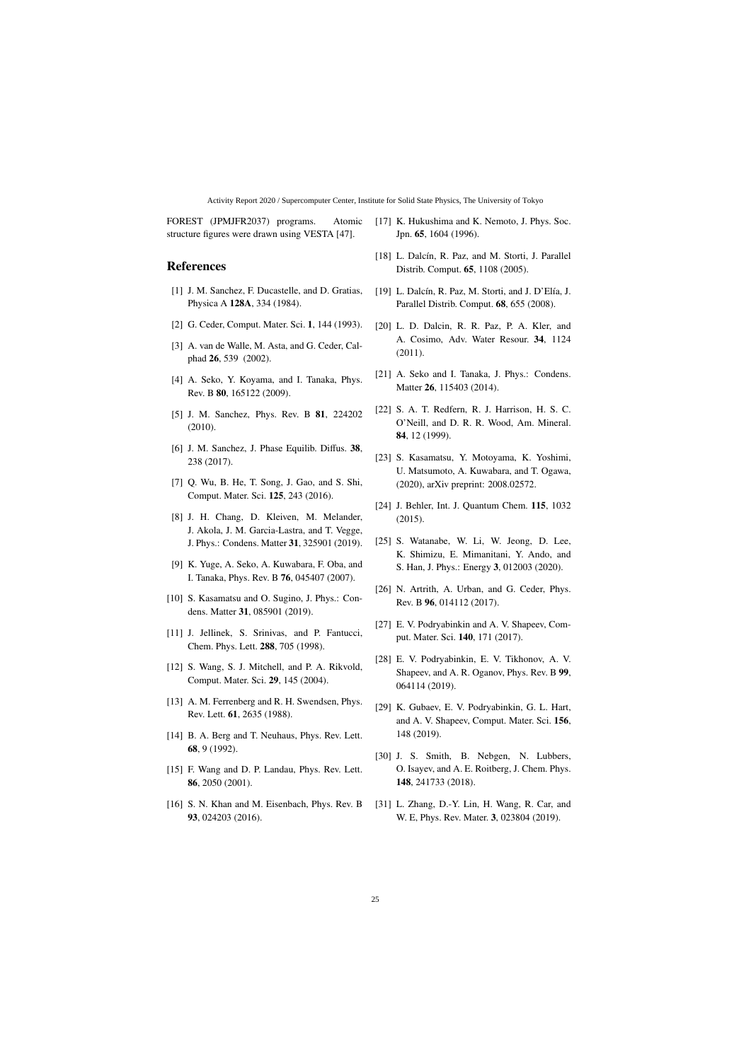FOREST (JPMJFR2037) programs. Atomic structure figures were drawn using VESTA [47].

## References

[1] J. M. Sanchez, F. Ducastelle, and D. Gratias, Physica A **128A**, 334 (1984).

[2] G. Ceder, Comput. Mater. Sci. **1**, 144 (1993).

[3] A. van de Walle, M. Asta, and G. Ceder, Calphad **26**, 539 (2002).

[4] A. Seko, Y. Koyama, and I. Tanaka, Phys. Rev. B **80**, 165122 (2009).

[5] J. M. Sanchez, Phys. Rev. B **81**, 224202 (2010).

[6] J. M. Sanchez, J. Phase Equilib. Diffus. **38**, 238 (2017).

[7] Q. Wu, B. He, T. Song, J. Gao, and S. Shi, Comput. Mater. Sci. **125**, 243 (2016).

[8] J. H. Chang, D. Kleiven, M. Melander, J. Akola, J. M. Garcia-Lastra, and T. Vegge, J. Phys.: Condens. Matter **31**, 325901 (2019).

[9] K. Yuge, A. Seko, A. Kuwabara, F. Oba, and I. Tanaka, Phys. Rev. B **76**, 045407 (2007).

[10] S. Kasamatsu and O. Sugino, J. Phys.: Condens. Matter **31**, 085901 (2019).

[11] J. Jellinek, S. Srinivas, and P. Fantucci, Chem. Phys. Lett. **288**, 705 (1998).

[12] S. Wang, S. J. Mitchell, and P. A. Rikvold, Comput. Mater. Sci. **29**, 145 (2004).

[13] A. M. Ferrenberg and R. H. Swendsen, Phys. Rev. Lett. **61**, 2635 (1988).

[14] B. A. Berg and T. Neuhaus, Phys. Rev. Lett. **68**, 9 (1992).

[15] F. Wang and D. P. Landau, Phys. Rev. Lett. **86**, 2050 (2001).

[16] S. N. Khan and M. Eisenbach, Phys. Rev. B **93**, 024203 (2016).

[17] K. Hukushima and K. Nemoto, J. Phys. Soc. Jpn. **65**, 1604 (1996).

[18] L. Dalcín, R. Paz, and M. Storti, J. Parallel Distrib. Comput. **65**, 1108 (2005).

[19] L. Dalcín, R. Paz, M. Storti, and J. D'Elía, J. Parallel Distrib. Comput. **68**, 655 (2008).

[20] L. D. Dalcin, R. R. Paz, P. A. Kler, and A. Cosimo, Adv. Water Resour. **34**, 1124 (2011).

[21] A. Seko and I. Tanaka, J. Phys.: Condens. Matter **26**, 115403 (2014).

[22] S. A. T. Redfern, R. J. Harrison, H. S. C. O'Neill, and D. R. R. Wood, Am. Mineral. **84**, 12 (1999).

[23] S. Kasamatsu, Y. Motoyama, K. Yoshimi, U. Matsumoto, A. Kuwabara, and T. Ogawa, (2020), arXiv preprint: 2008.02572.

[24] J. Behler, Int. J. Quantum Chem. **115**, 1032 (2015).

[25] S. Watanabe, W. Li, W. Jeong, D. Lee, K. Shimizu, E. Mimanitani, Y. Ando, and S. Han, J. Phys.: Energy **3**, 012003 (2020).

[26] N. Artrith, A. Urban, and G. Ceder, Phys. Rev. B **96**, 014112 (2017).

[27] E. V. Podryabinkin and A. V. Shapeev, Comput. Mater. Sci. **140**, 171 (2017).

[28] E. V. Podryabinkin, E. V. Tikhonov, A. V. Shapeev, and A. R. Oganov, Phys. Rev. B **99**, 064114 (2019).

[29] K. Gubaev, E. V. Podryabinkin, G. L. Hart, and A. V. Shapeev, Comput. Mater. Sci. **156**, 148 (2019).

[30] J. S. Smith, B. Nebgen, N. Lubbers, O. Isayev, and A. E. Roitberg, J. Chem. Phys. **148**, 241733 (2018).

[31] L. Zhang, D.-Y. Lin, H. Wang, R. Car, and W. E, Phys. Rev. Mater. **3**, 023804 (2019).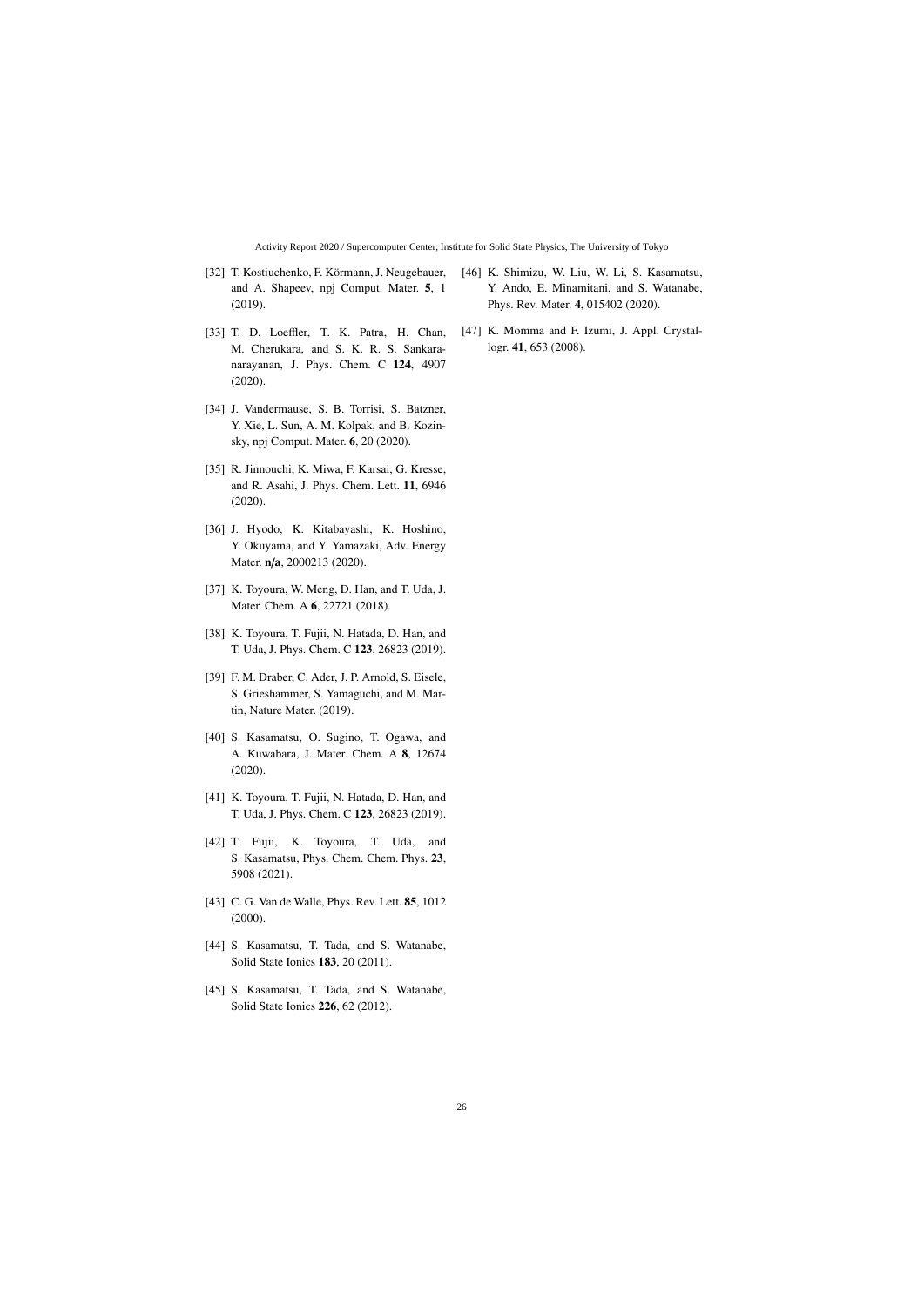[32] T. Kostiuchenko, F. Körmann, J. Neugebauer, and A. Shapeev, npj Comput. Mater. **5**, 1 (2019).

[33] T. D. Loeffler, T. K. Patra, H. Chan, M. Cherukara, and S. K. R. S. Sankaranarayanan, J. Phys. Chem. C **124**, 4907 (2020).

[34] J. Vandermause, S. B. Torrisi, S. Batzner, Y. Xie, L. Sun, A. M. Kolpak, and B. Kozinsky, npj Comput. Mater. **6**, 20 (2020).

[35] R. Jinnouchi, K. Miwa, F. Karsai, G. Kresse, and R. Asahi, J. Phys. Chem. Lett. **11**, 6946 (2020).

[36] J. Hyodo, K. Kitabayashi, K. Hoshino, Y. Okuyama, and Y. Yamazaki, Adv. Energy Mater. **n/a**, 2000213 (2020).

[37] K. Toyoura, W. Meng, D. Han, and T. Uda, J. Mater. Chem. A **6**, 22721 (2018).

[38] K. Toyoura, T. Fujii, N. Hatada, D. Han, and T. Uda, J. Phys. Chem. C **123**, 26823 (2019).

[39] F. M. Draber, C. Ader, J. P. Arnold, S. Eisele, S. Grieshammer, S. Yamaguchi, and M. Martin, Nature Mater. (2019).

[40] S. Kasamatsu, O. Sugino, T. Ogawa, and A. Kuwabara, J. Mater. Chem. A **8**, 12674 (2020).

[41] K. Toyoura, T. Fujii, N. Hatada, D. Han, and T. Uda, J. Phys. Chem. C **123**, 26823 (2019).

[42] T. Fujii, K. Toyoura, T. Uda, and S. Kasamatsu, Phys. Chem. Chem. Phys. **23**, 5908 (2021).

[43] C. G. Van de Walle, Phys. Rev. Lett. **85**, 1012 (2000).

[44] S. Kasamatsu, T. Tada, and S. Watanabe, Solid State Ionics **183**, 20 (2011).

[45] S. Kasamatsu, T. Tada, and S. Watanabe, Solid State Ionics **226**, 62 (2012).

[46] K. Shimizu, W. Liu, W. Li, S. Kasamatsu, Y. Ando, E. Minamitani, and S. Watanabe, Phys. Rev. Mater. **4**, 015402 (2020).

[47] K. Momma and F. Izumi, J. Appl. Crystallogr. **41**, 653 (2008).